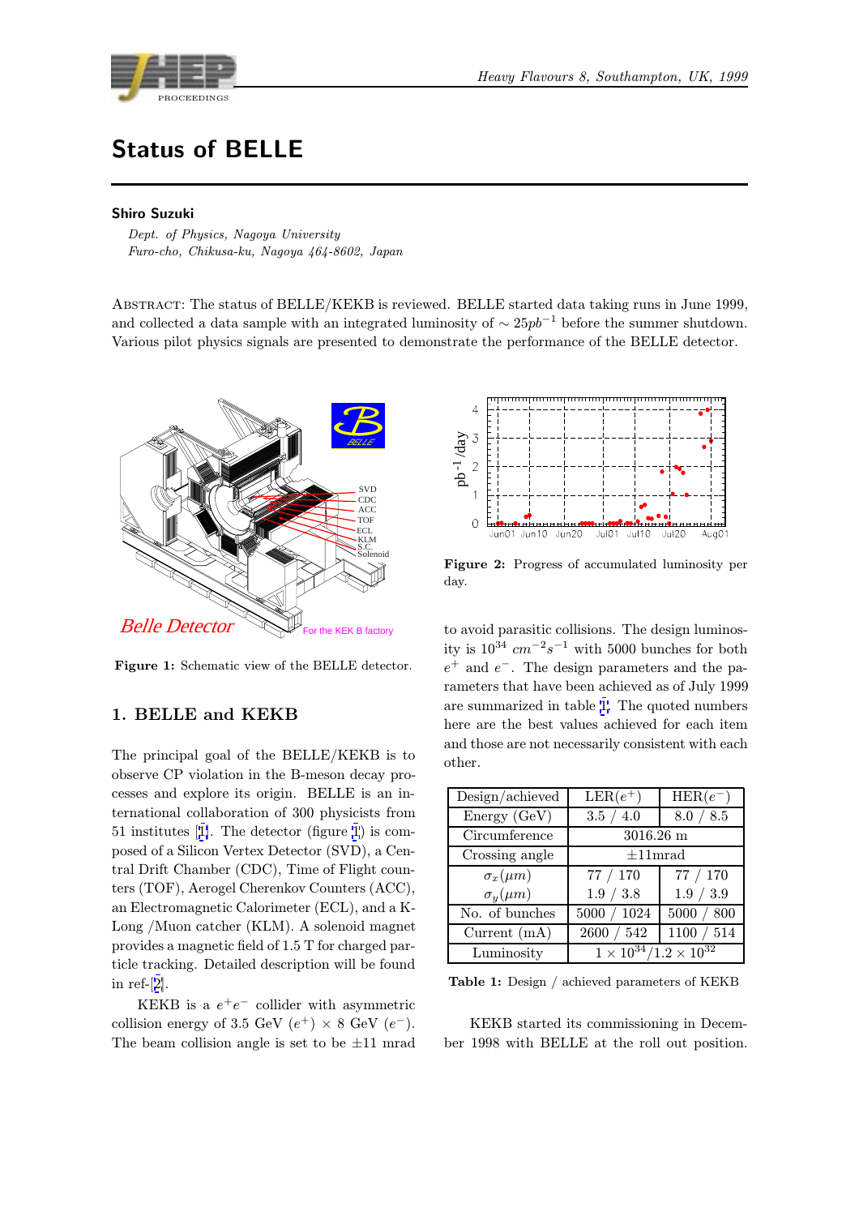# Status of BELLE

**Shiro Suzuki**

*Dept. of Physics, Nagoya University*
*Furo-cho, Chikusa-ku, Nagoya 464-8602, Japan*

Abstract: The status of BELLE/KEKB is reviewed. BELLE started data taking runs in June 1999, and collected a data sample with an integrated luminosity of $\sim 25pb^{-1}$ before the summer shutdown. Various pilot physics signals are presented to demonstrate the performance of the BELLE detector.

**Figure 1:** Schematic view of the BELLE detector.

## 1. BELLE and KEKB

The principal goal of the BELLE/KEKB is to observe CP violation in the B-meson decay processes and explore its origin. BELLE is an international collaboration of 300 physicists from 51 institutes [1]. The detector (figure 1) is composed of a Silicon Vertex Detector (SVD), a Central Drift Chamber (CDC), Time of Flight counters (TOF), Aerogel Cherenkov Counters (ACC), an Electromagnetic Calorimeter (ECL), and a K-Long /Muon catcher (KLM). A solenoid magnet provides a magnetic field of 1.5 T for charged particle tracking. Detailed description will be found in ref-[2].

KEKB is a $e^+e^-$ collider with asymmetric collision energy of 3.5 GeV ($e^+$) $\times$ 8 GeV ($e^-$). The beam collision angle is set to be $\pm 11$ mrad to avoid parasitic collisions. The design luminosity is $10^{34}$ $cm^{-2}s^{-1}$ with 5000 bunches for both $e^+$ and $e^-$. The design parameters and the parameters that have been achieved as of July 1999 are summarized in table 1. The quoted numbers here are the best values achieved for each item and those are not necessarily consistent with each other.

**Figure 2:** Progress of accumulated luminosity per day.

| Design/achieved | LER($e^+$) | HER($e^-$) |
|---|---|---|
| Energy (GeV) | 3.5 / 4.0 | 8.0 / 8.5 |
| Circumference | 3016.26 m | |
| Crossing angle | $\pm$11mrad | |
| $\sigma_x(\mu m)$ | 77 / 170 | 77 / 170 |
| $\sigma_y(\mu m)$ | 1.9 / 3.8 | 1.9 / 3.9 |
| No. of bunches | 5000 / 1024 | 5000 / 800 |
| Current (mA) | 2600 / 542 | 1100 / 514 |
| Luminosity | $1 \times 10^{34}/1.2 \times 10^{32}$ | |

**Table 1:** Design / achieved parameters of KEKB

KEKB started its commissioning in December 1998 with BELLE at the roll out position.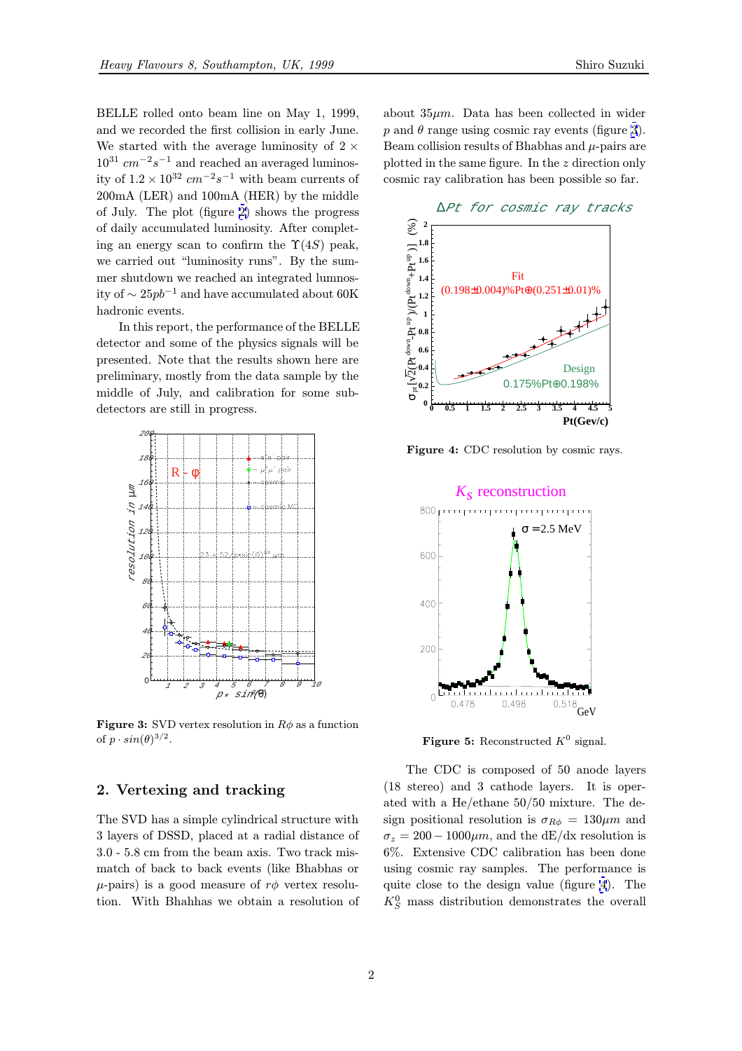BELLE rolled onto beam line on May 1, 1999, and we recorded the first collision in early June. We started with the average luminosity of $2 \times 10^{31}\ cm^{-2}s^{-1}$ and reached an averaged luminosity of $1.2 \times 10^{32}\ cm^{-2}s^{-1}$ with beam currents of 200mA (LER) and 100mA (HER) by the middle of July. The plot (figure 2) shows the progress of daily accumulated luminosity. After completing an energy scan to confirm the $\Upsilon(4S)$ peak, we carried out "luminosity runs". By the summer shutdown we reached an integrated luminosity of $\sim 25pb^{-1}$ and have accumulated about 60K hadronic events.

In this report, the performance of the BELLE detector and some of the physics signals will be presented. Note that the results shown here are preliminary, mostly from the data sample by the middle of July, and calibration for some subdetectors are still in progress.

**Figure 3:** SVD vertex resolution in $R\phi$ as a function of $p \cdot sin(\theta)^{3/2}$.

## 2. Vertexing and tracking

The SVD has a simple cylindrical structure with 3 layers of DSSD, placed at a radial distance of 3.0 - 5.8 cm from the beam axis. Two track mismatch of back to back events (like Bhabhas or $\mu$-pairs) is a good measure of $r\phi$ vertex resolution. With Bhahhas we obtain a resolution of about $35\mu m$. Data has been collected in wider $p$ and $\theta$ range using cosmic ray events (figure 3). Beam collision results of Bhabhas and $\mu$-pairs are plotted in the same figure. In the $z$ direction only cosmic ray calibration has been possible so far.

**Figure 4:** CDC resolution by cosmic rays.

**Figure 5:** Reconstructed $K^0$ signal.

The CDC is composed of 50 anode layers (18 stereo) and 3 cathode layers. It is operated with a He/ethane 50/50 mixture. The design positional resolution is $\sigma_{R\phi} = 130\mu m$ and $\sigma_z = 200 - 1000\mu m$, and the dE/dx resolution is 6%. Extensive CDC calibration has been done using cosmic ray samples. The performance is quite close to the design value (figure 4). The $K_S^0$ mass distribution demonstrates the overall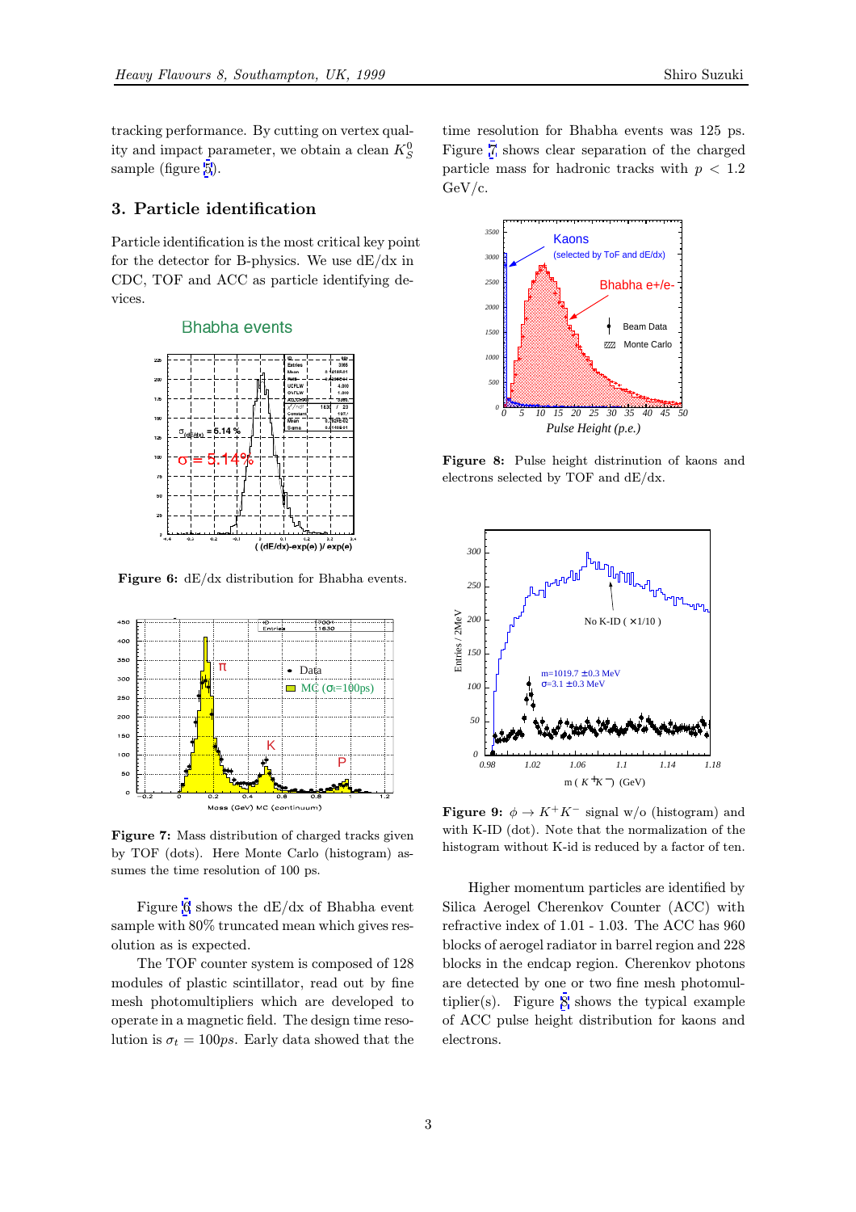tracking performance. By cutting on vertex quality and impact parameter, we obtain a clean $K_S^0$ sample (figure 5).

## 3. Particle identification

Particle identification is the most critical key point for the detector for B-physics. We use dE/dx in CDC, TOF and ACC as particle identifying devices.

**Figure 6:** dE/dx distribution for Bhabha events.

**Figure 7:** Mass distribution of charged tracks given by TOF (dots). Here Monte Carlo (histogram) assumes the time resolution of 100 ps.

Figure 6 shows the dE/dx of Bhabha event sample with 80% truncated mean which gives resolution as is expected.

The TOF counter system is composed of 128 modules of plastic scintillator, read out by fine mesh photomultipliers which are developed to operate in a magnetic field. The design time resolution is $\sigma_t = 100ps$. Early data showed that the time resolution for Bhabha events was 125 ps. Figure 7 shows clear separation of the charged particle mass for hadronic tracks with $p < 1.2$ GeV/c.

**Figure 8:** Pulse height distrinution of kaons and electrons selected by TOF and dE/dx.

**Figure 9:** $\phi \to K^+K^-$ signal w/o (histogram) and with K-ID (dot). Note that the normalization of the histogram without K-id is reduced by a factor of ten.

Higher momentum particles are identified by Silica Aerogel Cherenkov Counter (ACC) with refractive index of 1.01 - 1.03. The ACC has 960 blocks of aerogel radiator in barrel region and 228 blocks in the endcap region. Cherenkov photons are detected by one or two fine mesh photomultiplier(s). Figure 8 shows the typical example of ACC pulse height distribution for kaons and electrons.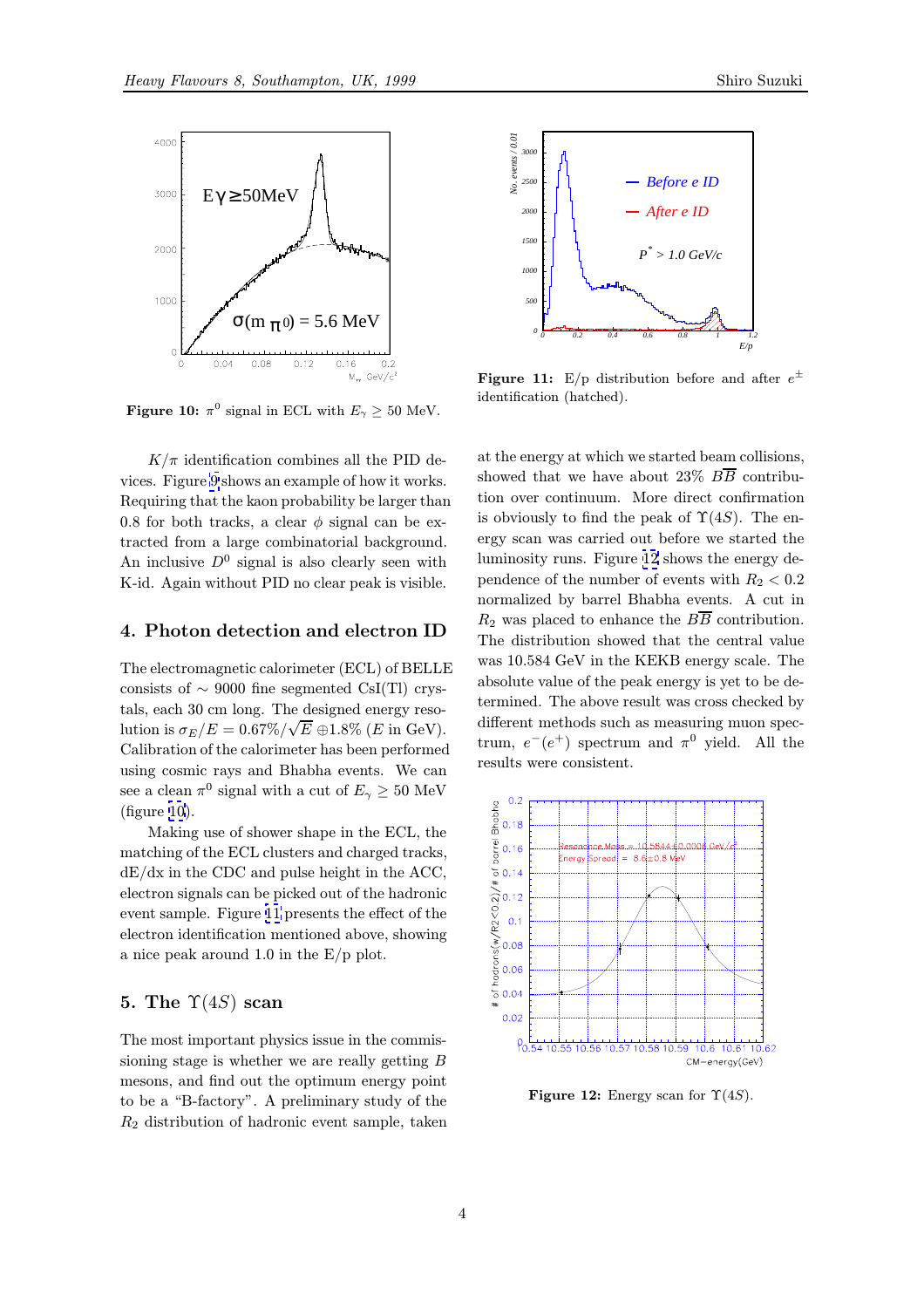Figure 10: $\pi^0$ signal in ECL with $E_\gamma \geq 50$ MeV.

Figure 11: E/p distribution before and after $e^\pm$ identification (hatched).

$K/\pi$ identification combines all the PID devices. Figure 9 shows an example of how it works. Requiring that the kaon probability be larger than 0.8 for both tracks, a clear $\phi$ signal can be extracted from a large combinatorial background. An inclusive $D^0$ signal is also clearly seen with K-id. Again without PID no clear peak is visible.

## 4. Photon detection and electron ID

The electromagnetic calorimeter (ECL) of BELLE consists of $\sim$ 9000 fine segmented CsI(Tl) crystals, each 30 cm long. The designed energy resolution is $\sigma_E/E = 0.67\%/\sqrt{E} \oplus 1.8\%$ ($E$ in GeV). Calibration of the calorimeter has been performed using cosmic rays and Bhabha events. We can see a clean $\pi^0$ signal with a cut of $E_\gamma \geq 50$ MeV (figure 10).

Making use of shower shape in the ECL, the matching of the ECL clusters and charged tracks, dE/dx in the CDC and pulse height in the ACC, electron signals can be picked out of the hadronic event sample. Figure 11 presents the effect of the electron identification mentioned above, showing a nice peak around 1.0 in the E/p plot.

## 5. The $\Upsilon(4S)$ scan

The most important physics issue in the commissioning stage is whether we are really getting $B$ mesons, and find out the optimum energy point to be a "B-factory". A preliminary study of the $R_2$ distribution of hadronic event sample, taken at the energy at which we started beam collisions, showed that we have about 23% $B\overline{B}$ contribution over continuum. More direct confirmation is obviously to find the peak of $\Upsilon(4S)$. The energy scan was carried out before we started the luminosity runs. Figure 12 shows the energy dependence of the number of events with $R_2 < 0.2$ normalized by barrel Bhabha events. A cut in $R_2$ was placed to enhance the $B\overline{B}$ contribution. The distribution showed that the central value was 10.584 GeV in the KEKB energy scale. The absolute value of the peak energy is yet to be determined. The above result was cross checked by different methods such as measuring muon spectrum, $e^-(e^+)$ spectrum and $\pi^0$ yield. All the results were consistent.

Figure 12: Energy scan for $\Upsilon(4S)$.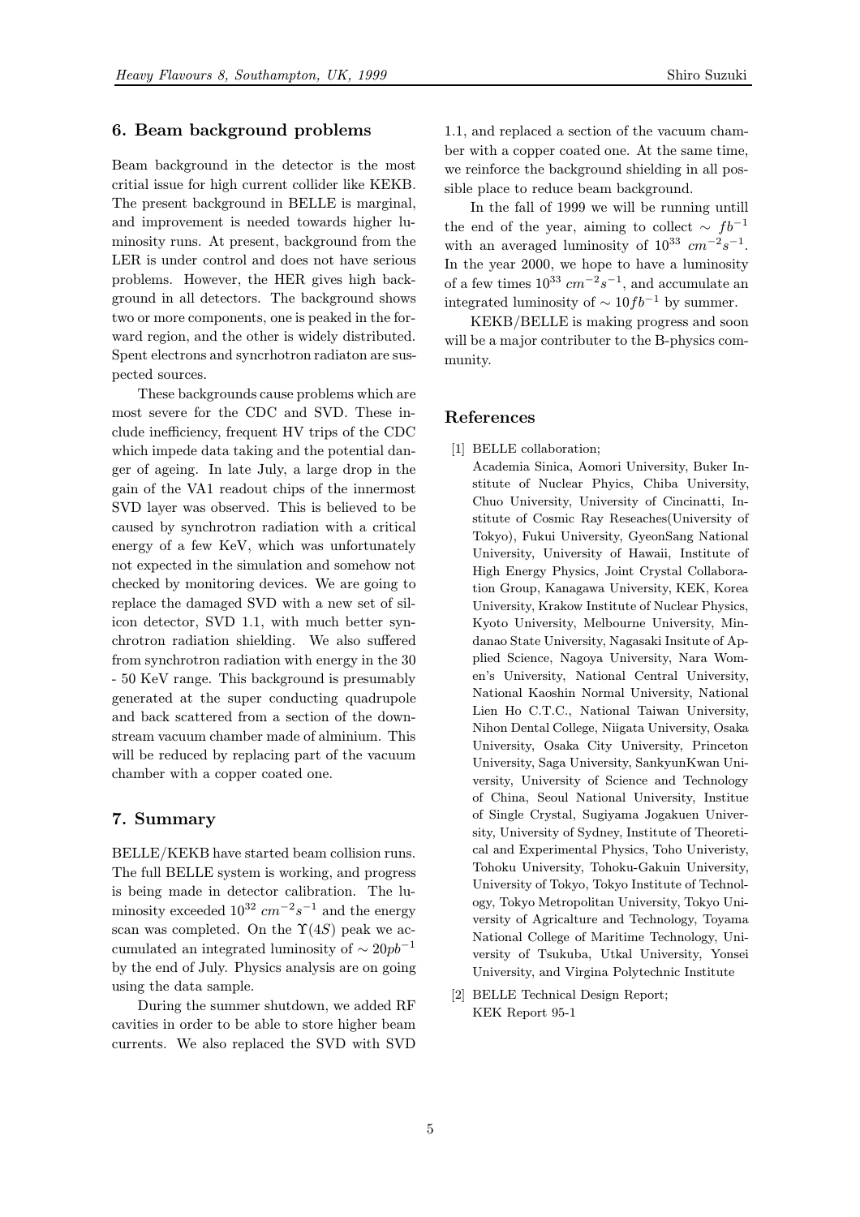## 6. Beam background problems

Beam background in the detector is the most critial issue for high current collider like KEKB. The present background in BELLE is marginal, and improvement is needed towards higher luminosity runs. At present, background from the LER is under control and does not have serious problems. However, the HER gives high background in all detectors. The background shows two or more components, one is peaked in the forward region, and the other is widely distributed. Spent electrons and syncrhotron radiaton are suspected sources.

These backgrounds cause problems which are most severe for the CDC and SVD. These include inefficiency, frequent HV trips of the CDC which impede data taking and the potential danger of ageing. In late July, a large drop in the gain of the VA1 readout chips of the innermost SVD layer was observed. This is believed to be caused by synchrotron radiation with a critical energy of a few KeV, which was unfortunately not expected in the simulation and somehow not checked by monitoring devices. We are going to replace the damaged SVD with a new set of silicon detector, SVD 1.1, with much better synchrotron radiation shielding. We also suffered from synchrotron radiation with energy in the 30 - 50 KeV range. This background is presumably generated at the super conducting quadrupole and back scattered from a section of the downstream vacuum chamber made of alminium. This will be reduced by replacing part of the vacuum chamber with a copper coated one.

## 7. Summary

BELLE/KEKB have started beam collision runs. The full BELLE system is working, and progress is being made in detector calibration. The luminosity exceeded $10^{32}$ $cm^{-2}s^{-1}$ and the energy scan was completed. On the $\Upsilon(4S)$ peak we accumulated an integrated luminosity of $\sim 20pb^{-1}$ by the end of July. Physics analysis are on going using the data sample.

During the summer shutdown, we added RF cavities in order to be able to store higher beam currents. We also replaced the SVD with SVD 1.1, and replaced a section of the vacuum chamber with a copper coated one. At the same time, we reinforce the background shielding in all possible place to reduce beam background.

In the fall of 1999 we will be running untill the end of the year, aiming to collect $\sim fb^{-1}$ with an averaged luminosity of $10^{33}$ $cm^{-2}s^{-1}$. In the year 2000, we hope to have a luminosity of a few times $10^{33}$ $cm^{-2}s^{-1}$, and accumulate an integrated luminosity of $\sim 10fb^{-1}$ by summer.

KEKB/BELLE is making progress and soon will be a major contributer to the B-physics community.

## References

[1] BELLE collaboration;
Academia Sinica, Aomori University, Buker Institute of Nuclear Phyics, Chiba University, Chuo University, University of Cincinatti, Institute of Cosmic Ray Reseaches(University of Tokyo), Fukui University, GyeonSang National University, University of Hawaii, Institute of High Energy Physics, Joint Crystal Collaboration Group, Kanagawa University, KEK, Korea University, Krakow Institute of Nuclear Physics, Kyoto University, Melbourne University, Mindanao State University, Nagasaki Insitute of Applied Science, Nagoya University, Nara Women's University, National Central University, National Kaoshin Normal University, National Lien Ho C.T.C., National Taiwan University, Nihon Dental College, Niigata University, Osaka University, Osaka City University, Princeton University, Saga University, SankyunKwan University, University of Science and Technology of China, Seoul National University, Institue of Single Crystal, Sugiyama Jogakuen University, University of Sydney, Institute of Theoretical and Experimental Physics, Toho Univeristy, Tohoku University, Tohoku-Gakuin University, University of Tokyo, Tokyo Institute of Technology, Tokyo Metropolitan University, Tokyo University of Agricalture and Technology, Toyama National College of Maritime Technology, University of Tsukuba, Utkal University, Yonsei University, and Virgina Polytechnic Institute

[2] BELLE Technical Design Report; KEK Report 95-1